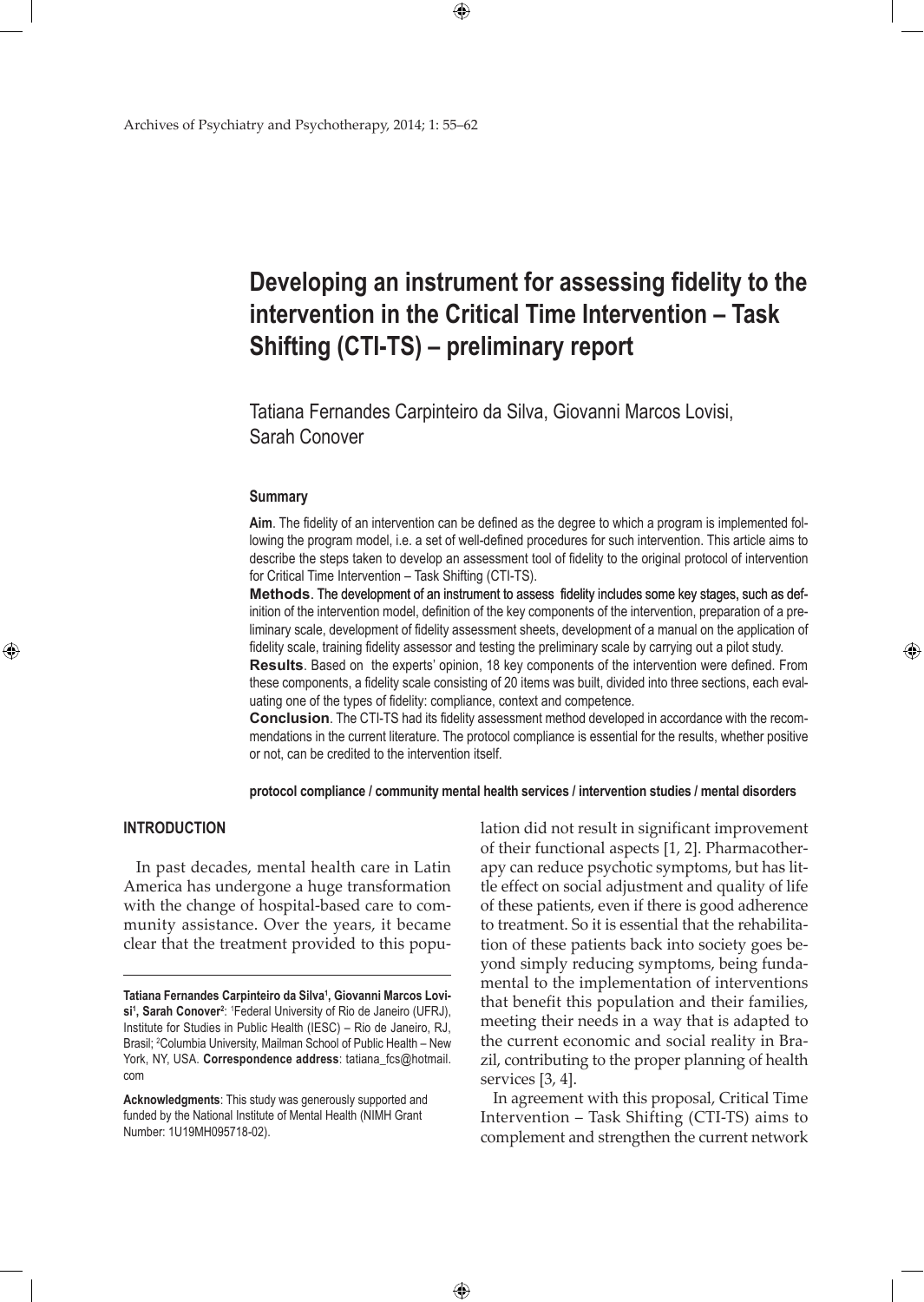# Developing an instrument for assessing fidelity to the intervention in the Critical Time Intervention – Task Shifting (CTI-TS) – preliminary report

Tatiana Fernandes Carpinteiro da Silva, Giovanni Marcos Lovisi, Sarah Conover

### Summary

**Aim**. The fidelity of an intervention can be defined as the degree to which a program is implemented following the program model, i.e. a set of well-defined procedures for such intervention. This article aims to describe the steps taken to develop an assessment tool of fidelity to the original protocol of intervention for Critical Time Intervention – Task Shifting (CTI-TS).

**Methods**. The development of an instrument to assess fidelity includes some key stages, such as definition of the intervention model, definition of the key components of the intervention, preparation of a preliminary scale, development of fidelity assessment sheets, development of a manual on the application of fidelity scale, training fidelity assessor and testing the preliminary scale by carrying out a pilot study.

**Results**. Based on the experts' opinion, 18 key components of the intervention were defined. From these components, a fidelity scale consisting of 20 items was built, divided into three sections, each evaluating one of the types of fidelity: compliance, context and competence.

**Conclusion**. The CTI-TS had its fidelity assessment method developed in accordance with the recommendations in the current literature. The protocol compliance is essential for the results, whether positive or not, can be credited to the intervention itself.

**protocol compliance / community mental health services / intervention studies / mental disorders**

## INTRODUCTION

In past decades, mental health care in Latin America has undergone a huge transformation with the change of hospital-based care to community assistance. Over the years, it became clear that the treatment provided to this population did not result in significant improvement of their functional aspects [1, 2]. Pharmacotherapy can reduce psychotic symptoms, but has little effect on social adjustment and quality of life of these patients, even if there is good adherence to treatment. So it is essential that the rehabilitation of these patients back into society goes beyond simply reducing symptoms, being fundamental to the implementation of interventions that benefit this population and their families, meeting their needs in a way that is adapted to the current economic and social reality in Brazil, contributing to the proper planning of health services [3, 4].

In agreement with this proposal, Critical Time Intervention – Task Shifting (CTI-TS) aims to complement and strengthen the current network

---

**Tatiana Fernandes Carpinteiro da Silva**[1], **Giovanni Marcos Lovisi**[1], **Sarah Conover**[2]: [1]Federal University of Rio de Janeiro (UFRJ), Institute for Studies in Public Health (IESC) – Rio de Janeiro, RJ, Brasil; [2]Columbia University, Mailman School of Public Health – New York, NY, USA. **Correspondence address**: tatiana_fcs@hotmail.com

**Acknowledgments**: This study was generously supported and funded by the National Institute of Mental Health (NIMH Grant Number: 1U19MH095718-02).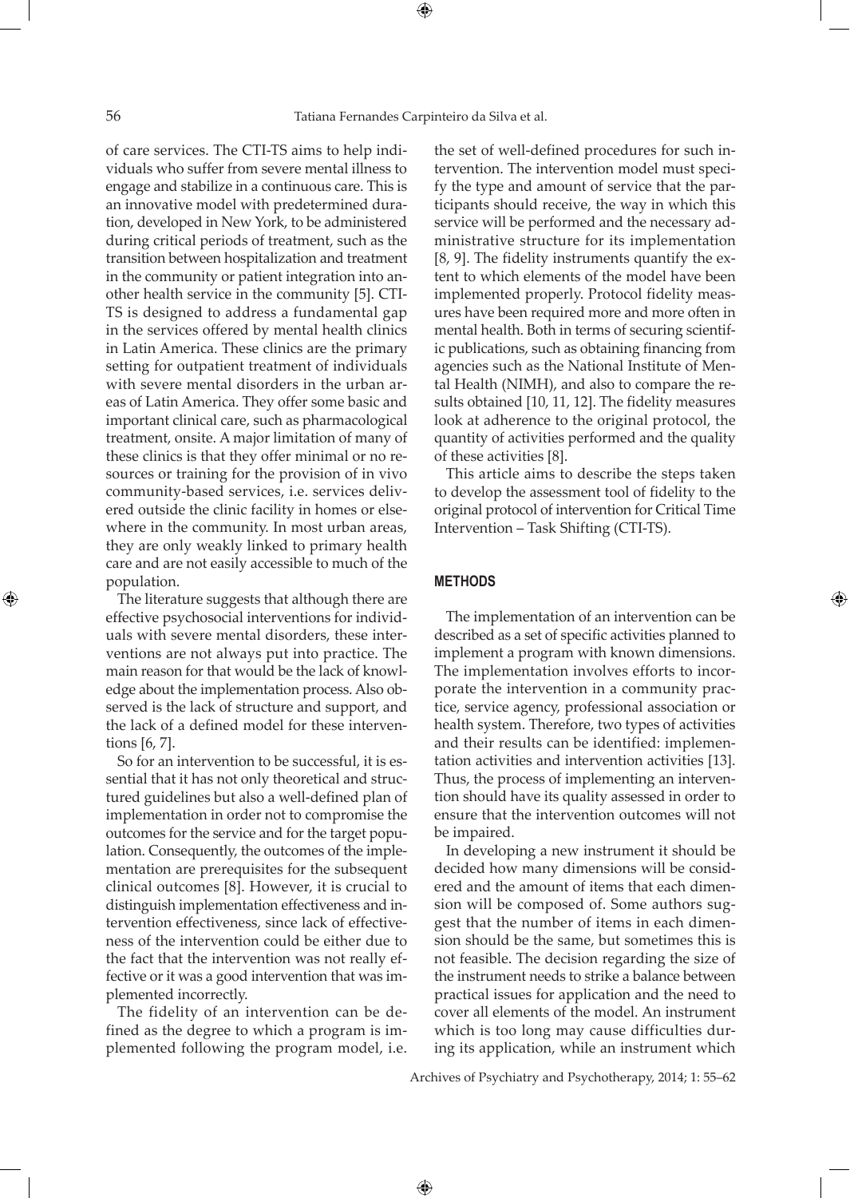of care services. The CTI-TS aims to help individuals who suffer from severe mental illness to engage and stabilize in a continuous care. This is an innovative model with predetermined duration, developed in New York, to be administered during critical periods of treatment, such as the transition between hospitalization and treatment in the community or patient integration into another health service in the community [5]. CTI-TS is designed to address a fundamental gap in the services offered by mental health clinics in Latin America. These clinics are the primary setting for outpatient treatment of individuals with severe mental disorders in the urban areas of Latin America. They offer some basic and important clinical care, such as pharmacological treatment, onsite. A major limitation of many of these clinics is that they offer minimal or no resources or training for the provision of in vivo community-based services, i.e. services delivered outside the clinic facility in homes or elsewhere in the community. In most urban areas, they are only weakly linked to primary health care and are not easily accessible to much of the population.

The literature suggests that although there are effective psychosocial interventions for individuals with severe mental disorders, these interventions are not always put into practice. The main reason for that would be the lack of knowledge about the implementation process. Also observed is the lack of structure and support, and the lack of a defined model for these interventions [6, 7].

So for an intervention to be successful, it is essential that it has not only theoretical and structured guidelines but also a well-defined plan of implementation in order not to compromise the outcomes for the service and for the target population. Consequently, the outcomes of the implementation are prerequisites for the subsequent clinical outcomes [8]. However, it is crucial to distinguish implementation effectiveness and intervention effectiveness, since lack of effectiveness of the intervention could be either due to the fact that the intervention was not really effective or it was a good intervention that was implemented incorrectly.

The fidelity of an intervention can be defined as the degree to which a program is implemented following the program model, i.e. the set of well-defined procedures for such intervention. The intervention model must specify the type and amount of service that the participants should receive, the way in which this service will be performed and the necessary administrative structure for its implementation [8, 9]. The fidelity instruments quantify the extent to which elements of the model have been implemented properly. Protocol fidelity measures have been required more and more often in mental health. Both in terms of securing scientific publications, such as obtaining financing from agencies such as the National Institute of Mental Health (NIMH), and also to compare the results obtained [10, 11, 12]. The fidelity measures look at adherence to the original protocol, the quantity of activities performed and the quality of these activities [8].

This article aims to describe the steps taken to develop the assessment tool of fidelity to the original protocol of intervention for Critical Time Intervention – Task Shifting (CTI-TS).

## METHODS

The implementation of an intervention can be described as a set of specific activities planned to implement a program with known dimensions. The implementation involves efforts to incorporate the intervention in a community practice, service agency, professional association or health system. Therefore, two types of activities and their results can be identified: implementation activities and intervention activities [13]. Thus, the process of implementing an intervention should have its quality assessed in order to ensure that the intervention outcomes will not be impaired.

In developing a new instrument it should be decided how many dimensions will be considered and the amount of items that each dimension will be composed of. Some authors suggest that the number of items in each dimension should be the same, but sometimes this is not feasible. The decision regarding the size of the instrument needs to strike a balance between practical issues for application and the need to cover all elements of the model. An instrument which is too long may cause difficulties during its application, while an instrument which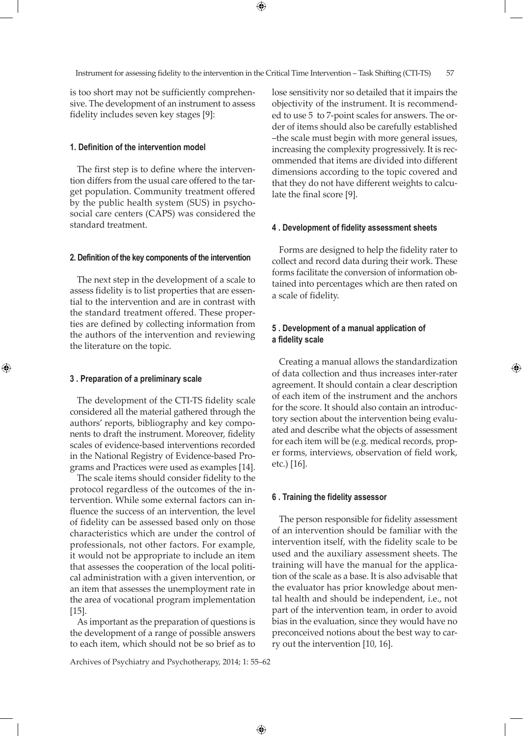is too short may not be sufficiently comprehensive. The development of an instrument to assess fidelity includes seven key stages [9]:

#### 1. Definition of the intervention model

The first step is to define where the intervention differs from the usual care offered to the target population. Community treatment offered by the public health system (SUS) in psychosocial care centers (CAPS) was considered the standard treatment.

#### 2. Definition of the key components of the intervention

The next step in the development of a scale to assess fidelity is to list properties that are essential to the intervention and are in contrast with the standard treatment offered. These properties are defined by collecting information from the authors of the intervention and reviewing the literature on the topic.

#### 3 . Preparation of a preliminary scale

The development of the CTI-TS fidelity scale considered all the material gathered through the authors' reports, bibliography and key components to draft the instrument. Moreover, fidelity scales of evidence-based interventions recorded in the National Registry of Evidence-based Programs and Practices were used as examples [14].

The scale items should consider fidelity to the protocol regardless of the outcomes of the intervention. While some external factors can influence the success of an intervention, the level of fidelity can be assessed based only on those characteristics which are under the control of professionals, not other factors. For example, it would not be appropriate to include an item that assesses the cooperation of the local political administration with a given intervention, or an item that assesses the unemployment rate in the area of vocational program implementation [15].

As important as the preparation of questions is the development of a range of possible answers to each item, which should not be so brief as to lose sensitivity nor so detailed that it impairs the objectivity of the instrument. It is recommended to use 5 to 7-point scales for answers. The order of items should also be carefully established –the scale must begin with more general issues, increasing the complexity progressively. It is recommended that items are divided into different dimensions according to the topic covered and that they do not have different weights to calculate the final score [9].

#### 4 . Development of fidelity assessment sheets

Forms are designed to help the fidelity rater to collect and record data during their work. These forms facilitate the conversion of information obtained into percentages which are then rated on a scale of fidelity.

#### 5 . Development of a manual application of a fidelity scale

Creating a manual allows the standardization of data collection and thus increases inter-rater agreement. It should contain a clear description of each item of the instrument and the anchors for the score. It should also contain an introductory section about the intervention being evaluated and describe what the objects of assessment for each item will be (e.g. medical records, proper forms, interviews, observation of field work, etc.) [16].

#### 6 . Training the fidelity assessor

The person responsible for fidelity assessment of an intervention should be familiar with the intervention itself, with the fidelity scale to be used and the auxiliary assessment sheets. The training will have the manual for the application of the scale as a base. It is also advisable that the evaluator has prior knowledge about mental health and should be independent, i.e., not part of the intervention team, in order to avoid bias in the evaluation, since they would have no preconceived notions about the best way to carry out the intervention [10, 16].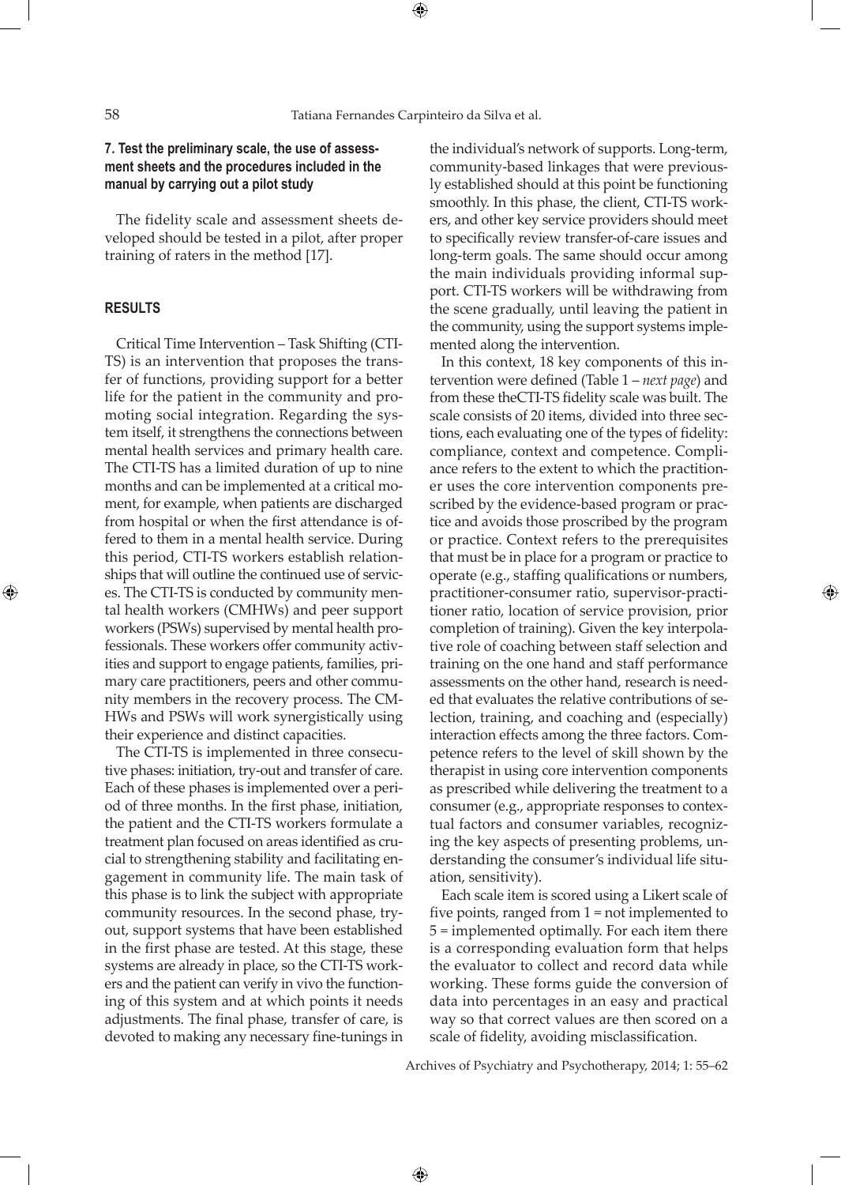**7. Test the preliminary scale, the use of assessment sheets and the procedures included in the manual by carrying out a pilot study**

The fidelity scale and assessment sheets developed should be tested in a pilot, after proper training of raters in the method [17].

## RESULTS

Critical Time Intervention – Task Shifting (CTI-TS) is an intervention that proposes the transfer of functions, providing support for a better life for the patient in the community and promoting social integration. Regarding the system itself, it strengthens the connections between mental health services and primary health care. The CTI-TS has a limited duration of up to nine months and can be implemented at a critical moment, for example, when patients are discharged from hospital or when the first attendance is offered to them in a mental health service. During this period, CTI-TS workers establish relationships that will outline the continued use of services. The CTI-TS is conducted by community mental health workers (CMHWs) and peer support workers (PSWs) supervised by mental health professionals. These workers offer community activities and support to engage patients, families, primary care practitioners, peers and other community members in the recovery process. The CMHWs and PSWs will work synergistically using their experience and distinct capacities.

The CTI-TS is implemented in three consecutive phases: initiation, try-out and transfer of care. Each of these phases is implemented over a period of three months. In the first phase, initiation, the patient and the CTI-TS workers formulate a treatment plan focused on areas identified as crucial to strengthening stability and facilitating engagement in community life. The main task of this phase is to link the subject with appropriate community resources. In the second phase, try-out, support systems that have been established in the first phase are tested. At this stage, these systems are already in place, so the CTI-TS workers and the patient can verify in vivo the functioning of this system and at which points it needs adjustments. The final phase, transfer of care, is devoted to making any necessary fine-tunings in the individual's network of supports. Long-term, community-based linkages that were previously established should at this point be functioning smoothly. In this phase, the client, CTI-TS workers, and other key service providers should meet to specifically review transfer-of-care issues and long-term goals. The same should occur among the main individuals providing informal support. CTI-TS workers will be withdrawing from the scene gradually, until leaving the patient in the community, using the support systems implemented along the intervention.

In this context, 18 key components of this intervention were defined (Table 1 – *next page*) and from these theCTI-TS fidelity scale was built. The scale consists of 20 items, divided into three sections, each evaluating one of the types of fidelity: compliance, context and competence. Compliance refers to the extent to which the practitioner uses the core intervention components prescribed by the evidence-based program or practice and avoids those proscribed by the program or practice. Context refers to the prerequisites that must be in place for a program or practice to operate (e.g., staffing qualifications or numbers, practitioner-consumer ratio, supervisor-practitioner ratio, location of service provision, prior completion of training). Given the key interpolative role of coaching between staff selection and training on the one hand and staff performance assessments on the other hand, research is needed that evaluates the relative contributions of selection, training, and coaching and (especially) interaction effects among the three factors. Competence refers to the level of skill shown by the therapist in using core intervention components as prescribed while delivering the treatment to a consumer (e.g., appropriate responses to contextual factors and consumer variables, recognizing the key aspects of presenting problems, understanding the consumer's individual life situation, sensitivity).

Each scale item is scored using a Likert scale of five points, ranged from 1 = not implemented to 5 = implemented optimally. For each item there is a corresponding evaluation form that helps the evaluator to collect and record data while working. These forms guide the conversion of data into percentages in an easy and practical way so that correct values are then scored on a scale of fidelity, avoiding misclassification.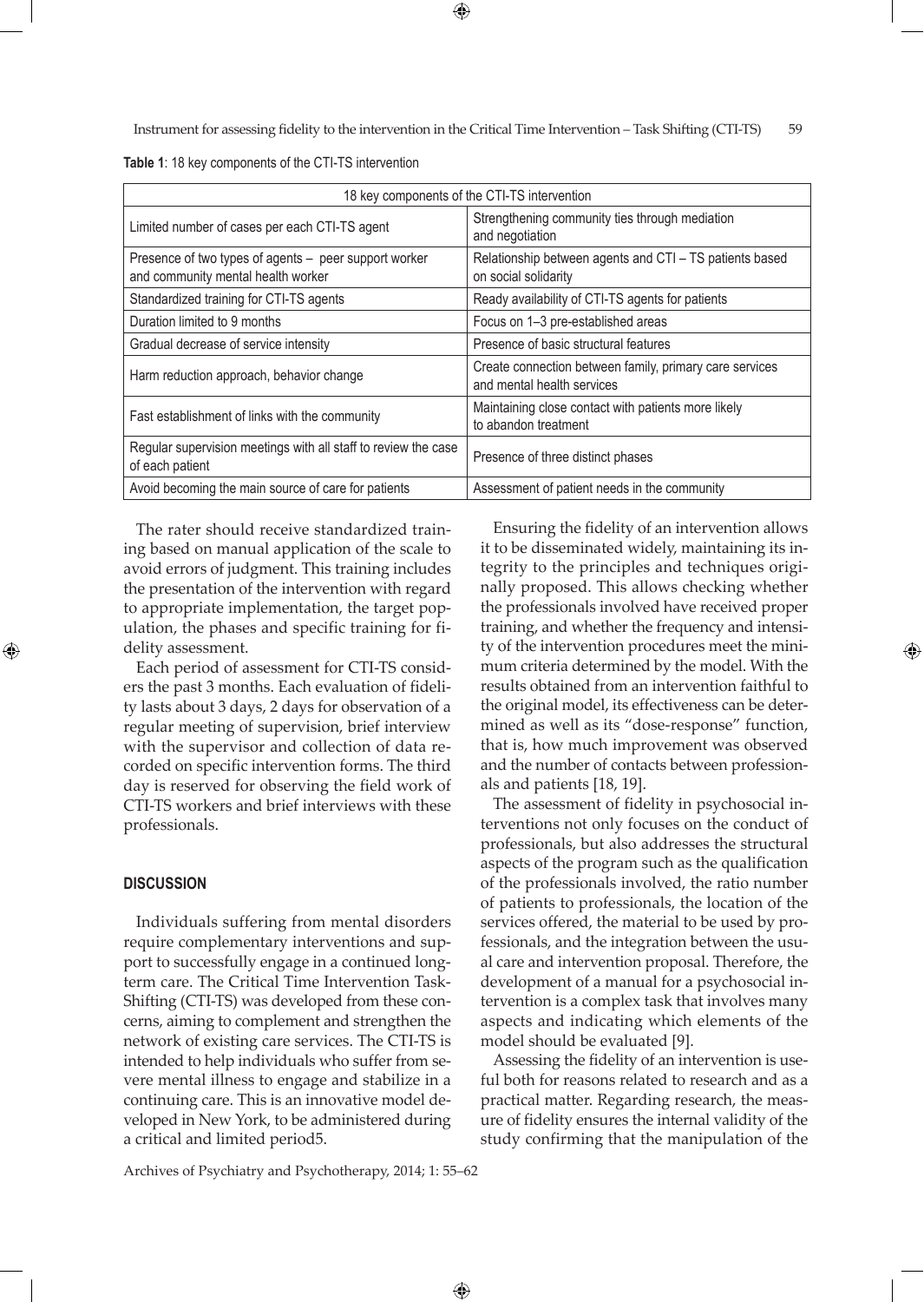**Table 1**: 18 key components of the CTI-TS intervention

| 18 key components of the CTI-TS intervention | |
|---|---|
| Limited number of cases per each CTI-TS agent | Strengthening community ties through mediation and negotiation |
| Presence of two types of agents – peer support worker and community mental health worker | Relationship between agents and CTI – TS patients based on social solidarity |
| Standardized training for CTI-TS agents | Ready availability of CTI-TS agents for patients |
| Duration limited to 9 months | Focus on 1–3 pre-established areas |
| Gradual decrease of service intensity | Presence of basic structural features |
| Harm reduction approach, behavior change | Create connection between family, primary care services and mental health services |
| Fast establishment of links with the community | Maintaining close contact with patients more likely to abandon treatment |
| Regular supervision meetings with all staff to review the case of each patient | Presence of three distinct phases |
| Avoid becoming the main source of care for patients | Assessment of patient needs in the community |

The rater should receive standardized training based on manual application of the scale to avoid errors of judgment. This training includes the presentation of the intervention with regard to appropriate implementation, the target population, the phases and specific training for fidelity assessment.

Each period of assessment for CTI-TS considers the past 3 months. Each evaluation of fidelity lasts about 3 days, 2 days for observation of a regular meeting of supervision, brief interview with the supervisor and collection of data recorded on specific intervention forms. The third day is reserved for observing the field work of CTI-TS workers and brief interviews with these professionals.

## DISCUSSION

Individuals suffering from mental disorders require complementary interventions and support to successfully engage in a continued long-term care. The Critical Time Intervention Task-Shifting (CTI-TS) was developed from these concerns, aiming to complement and strengthen the network of existing care services. The CTI-TS is intended to help individuals who suffer from severe mental illness to engage and stabilize in a continuing care. This is an innovative model developed in New York, to be administered during a critical and limited period5.

Ensuring the fidelity of an intervention allows it to be disseminated widely, maintaining its integrity to the principles and techniques originally proposed. This allows checking whether the professionals involved have received proper training, and whether the frequency and intensity of the intervention procedures meet the minimum criteria determined by the model. With the results obtained from an intervention faithful to the original model, its effectiveness can be determined as well as its "dose-response" function, that is, how much improvement was observed and the number of contacts between professionals and patients [18, 19].

The assessment of fidelity in psychosocial interventions not only focuses on the conduct of professionals, but also addresses the structural aspects of the program such as the qualification of the professionals involved, the ratio number of patients to professionals, the location of the services offered, the material to be used by professionals, and the integration between the usual care and intervention proposal. Therefore, the development of a manual for a psychosocial intervention is a complex task that involves many aspects and indicating which elements of the model should be evaluated [9].

Assessing the fidelity of an intervention is useful both for reasons related to research and as a practical matter. Regarding research, the measure of fidelity ensures the internal validity of the study confirming that the manipulation of the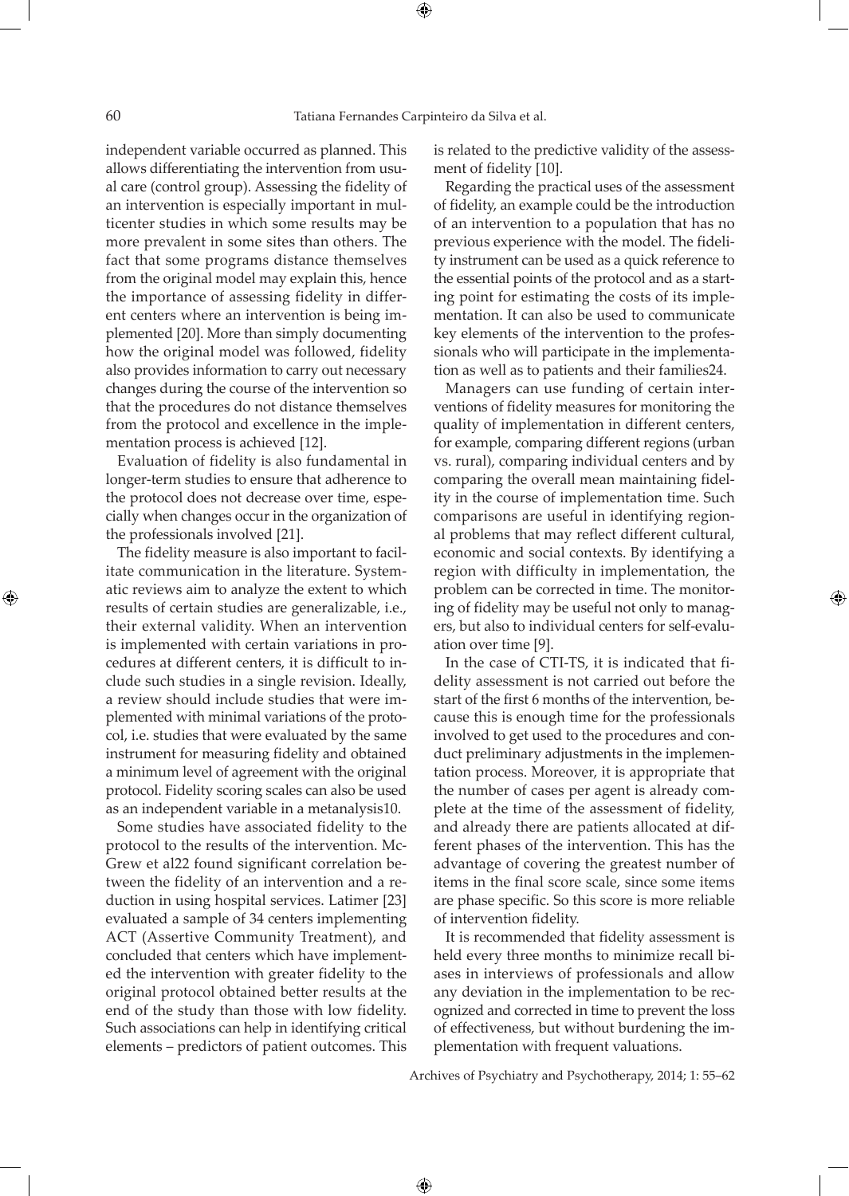independent variable occurred as planned. This allows differentiating the intervention from usual care (control group). Assessing the fidelity of an intervention is especially important in multicenter studies in which some results may be more prevalent in some sites than others. The fact that some programs distance themselves from the original model may explain this, hence the importance of assessing fidelity in different centers where an intervention is being implemented [20]. More than simply documenting how the original model was followed, fidelity also provides information to carry out necessary changes during the course of the intervention so that the procedures do not distance themselves from the protocol and excellence in the implementation process is achieved [12].

Evaluation of fidelity is also fundamental in longer-term studies to ensure that adherence to the protocol does not decrease over time, especially when changes occur in the organization of the professionals involved [21].

The fidelity measure is also important to facilitate communication in the literature. Systematic reviews aim to analyze the extent to which results of certain studies are generalizable, i.e., their external validity. When an intervention is implemented with certain variations in procedures at different centers, it is difficult to include such studies in a single revision. Ideally, a review should include studies that were implemented with minimal variations of the protocol, i.e. studies that were evaluated by the same instrument for measuring fidelity and obtained a minimum level of agreement with the original protocol. Fidelity scoring scales can also be used as an independent variable in a metanalysis10.

Some studies have associated fidelity to the protocol to the results of the intervention. McGrew et al22 found significant correlation between the fidelity of an intervention and a reduction in using hospital services. Latimer [23] evaluated a sample of 34 centers implementing ACT (Assertive Community Treatment), and concluded that centers which have implemented the intervention with greater fidelity to the original protocol obtained better results at the end of the study than those with low fidelity. Such associations can help in identifying critical elements – predictors of patient outcomes. This is related to the predictive validity of the assessment of fidelity [10].

Regarding the practical uses of the assessment of fidelity, an example could be the introduction of an intervention to a population that has no previous experience with the model. The fidelity instrument can be used as a quick reference to the essential points of the protocol and as a starting point for estimating the costs of its implementation. It can also be used to communicate key elements of the intervention to the professionals who will participate in the implementation as well as to patients and their families24.

Managers can use funding of certain interventions of fidelity measures for monitoring the quality of implementation in different centers, for example, comparing different regions (urban vs. rural), comparing individual centers and by comparing the overall mean maintaining fidelity in the course of implementation time. Such comparisons are useful in identifying regional problems that may reflect different cultural, economic and social contexts. By identifying a region with difficulty in implementation, the problem can be corrected in time. The monitoring of fidelity may be useful not only to managers, but also to individual centers for self-evaluation over time [9].

In the case of CTI-TS, it is indicated that fidelity assessment is not carried out before the start of the first 6 months of the intervention, because this is enough time for the professionals involved to get used to the procedures and conduct preliminary adjustments in the implementation process. Moreover, it is appropriate that the number of cases per agent is already complete at the time of the assessment of fidelity, and already there are patients allocated at different phases of the intervention. This has the advantage of covering the greatest number of items in the final score scale, since some items are phase specific. So this score is more reliable of intervention fidelity.

It is recommended that fidelity assessment is held every three months to minimize recall biases in interviews of professionals and allow any deviation in the implementation to be recognized and corrected in time to prevent the loss of effectiveness, but without burdening the implementation with frequent valuations.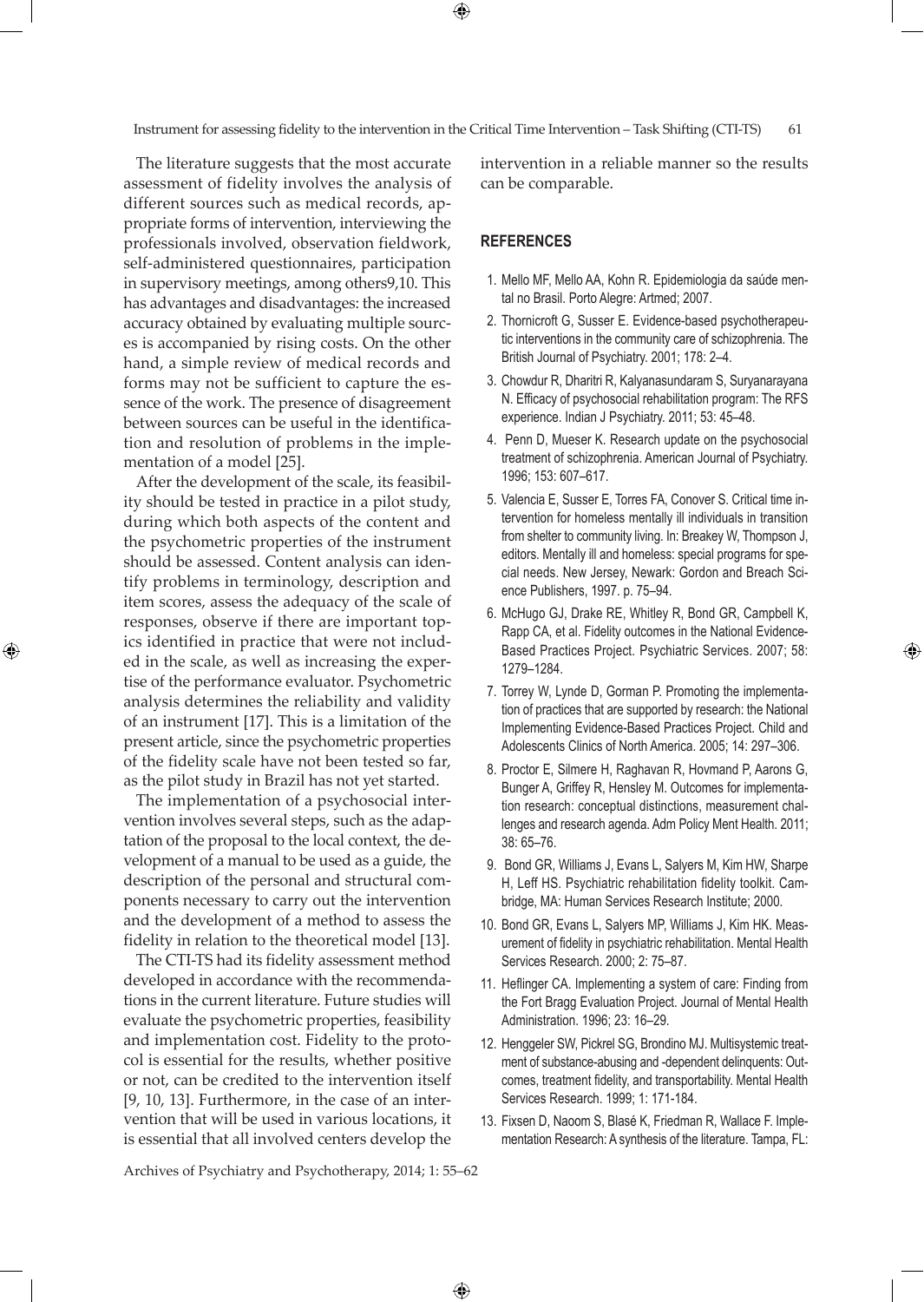The literature suggests that the most accurate assessment of fidelity involves the analysis of different sources such as medical records, appropriate forms of intervention, interviewing the professionals involved, observation fieldwork, self-administered questionnaires, participation in supervisory meetings, among others9,10. This has advantages and disadvantages: the increased accuracy obtained by evaluating multiple sources is accompanied by rising costs. On the other hand, a simple review of medical records and forms may not be sufficient to capture the essence of the work. The presence of disagreement between sources can be useful in the identification and resolution of problems in the implementation of a model [25].

After the development of the scale, its feasibility should be tested in practice in a pilot study, during which both aspects of the content and the psychometric properties of the instrument should be assessed. Content analysis can identify problems in terminology, description and item scores, assess the adequacy of the scale of responses, observe if there are important topics identified in practice that were not included in the scale, as well as increasing the expertise of the performance evaluator. Psychometric analysis determines the reliability and validity of an instrument [17]. This is a limitation of the present article, since the psychometric properties of the fidelity scale have not been tested so far, as the pilot study in Brazil has not yet started.

The implementation of a psychosocial intervention involves several steps, such as the adaptation of the proposal to the local context, the development of a manual to be used as a guide, the description of the personal and structural components necessary to carry out the intervention and the development of a method to assess the fidelity in relation to the theoretical model [13].

The CTI-TS had its fidelity assessment method developed in accordance with the recommendations in the current literature. Future studies will evaluate the psychometric properties, feasibility and implementation cost. Fidelity to the protocol is essential for the results, whether positive or not, can be credited to the intervention itself [9, 10, 13]. Furthermore, in the case of an intervention that will be used in various locations, it is essential that all involved centers develop the intervention in a reliable manner so the results can be comparable.

## REFERENCES

1. Mello MF, Mello AA, Kohn R. Epidemiologia da saúde mental no Brasil. Porto Alegre: Artmed; 2007.
2. Thornicroft G, Susser E. Evidence-based psychotherapeutic interventions in the community care of schizophrenia. The British Journal of Psychiatry. 2001; 178: 2–4.
3. Chowdur R, Dharitri R, Kalyanasundaram S, Suryanarayana N. Efficacy of psychosocial rehabilitation program: The RFS experience. Indian J Psychiatry. 2011; 53: 45–48.
4. Penn D, Mueser K. Research update on the psychosocial treatment of schizophrenia. American Journal of Psychiatry. 1996; 153: 607–617.
5. Valencia E, Susser E, Torres FA, Conover S. Critical time intervention for homeless mentally ill individuals in transition from shelter to community living. In: Breakey W, Thompson J, editors. Mentally ill and homeless: special programs for special needs. New Jersey, Newark: Gordon and Breach Science Publishers, 1997. p. 75–94.
6. McHugo GJ, Drake RE, Whitley R, Bond GR, Campbell K, Rapp CA, et al. Fidelity outcomes in the National Evidence-Based Practices Project. Psychiatric Services. 2007; 58: 1279–1284.
7. Torrey W, Lynde D, Gorman P. Promoting the implementation of practices that are supported by research: the National Implementing Evidence-Based Practices Project. Child and Adolescents Clinics of North America. 2005; 14: 297–306.
8. Proctor E, Silmere H, Raghavan R, Hovmand P, Aarons G, Bunger A, Griffey R, Hensley M. Outcomes for implementation research: conceptual distinctions, measurement challenges and research agenda. Adm Policy Ment Health. 2011; 38: 65–76.
9. Bond GR, Williams J, Evans L, Salyers M, Kim HW, Sharpe H, Leff HS. Psychiatric rehabilitation fidelity toolkit. Cambridge, MA: Human Services Research Institute; 2000.
10. Bond GR, Evans L, Salyers MP, Williams J, Kim HK. Measurement of fidelity in psychiatric rehabilitation. Mental Health Services Research. 2000; 2: 75–87.
11. Heflinger CA. Implementing a system of care: Finding from the Fort Bragg Evaluation Project. Journal of Mental Health Administration. 1996; 23: 16–29.
12. Henggeler SW, Pickrel SG, Brondino MJ. Multisystemic treatment of substance-abusing and -dependent delinquents: Outcomes, treatment fidelity, and transportability. Mental Health Services Research. 1999; 1: 171-184.
13. Fixsen D, Naoom S, Blasé K, Friedman R, Wallace F. Implementation Research: A synthesis of the literature. Tampa, FL: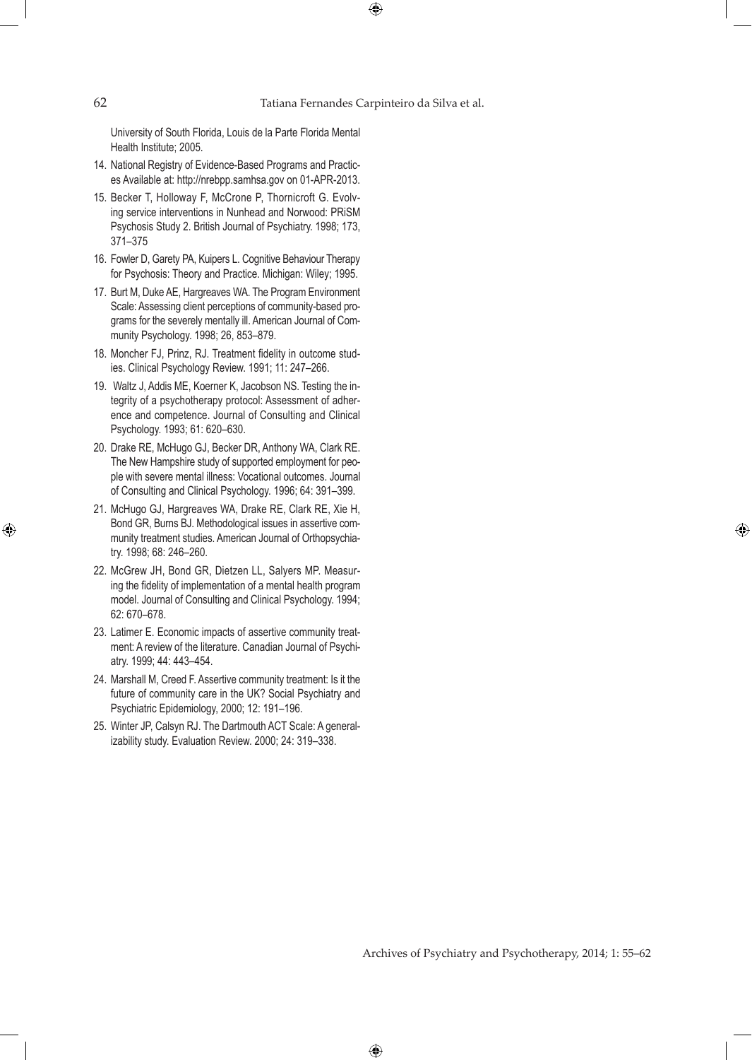University of South Florida, Louis de la Parte Florida Mental Health Institute; 2005.

14. National Registry of Evidence-Based Programs and Practices Available at: http://nrebpp.samhsa.gov on 01-APR-2013.
15. Becker T, Holloway F, McCrone P, Thornicroft G. Evolving service interventions in Nunhead and Norwood: PRiSM Psychosis Study 2. British Journal of Psychiatry. 1998; 173, 371–375
16. Fowler D, Garety PA, Kuipers L. Cognitive Behaviour Therapy for Psychosis: Theory and Practice. Michigan: Wiley; 1995.
17. Burt M, Duke AE, Hargreaves WA. The Program Environment Scale: Assessing client perceptions of community-based programs for the severely mentally ill. American Journal of Community Psychology. 1998; 26, 853–879.
18. Moncher FJ, Prinz, RJ. Treatment fidelity in outcome studies. Clinical Psychology Review. 1991; 11: 247–266.
19. Waltz J, Addis ME, Koerner K, Jacobson NS. Testing the integrity of a psychotherapy protocol: Assessment of adherence and competence. Journal of Consulting and Clinical Psychology. 1993; 61: 620–630.
20. Drake RE, McHugo GJ, Becker DR, Anthony WA, Clark RE. The New Hampshire study of supported employment for people with severe mental illness: Vocational outcomes. Journal of Consulting and Clinical Psychology. 1996; 64: 391–399.
21. McHugo GJ, Hargreaves WA, Drake RE, Clark RE, Xie H, Bond GR, Burns BJ. Methodological issues in assertive community treatment studies. American Journal of Orthopsychiatry. 1998; 68: 246–260.
22. McGrew JH, Bond GR, Dietzen LL, Salyers MP. Measuring the fidelity of implementation of a mental health program model. Journal of Consulting and Clinical Psychology. 1994; 62: 670–678.
23. Latimer E. Economic impacts of assertive community treatment: A review of the literature. Canadian Journal of Psychiatry. 1999; 44: 443–454.
24. Marshall M, Creed F. Assertive community treatment: Is it the future of community care in the UK? Social Psychiatry and Psychiatric Epidemiology, 2000; 12: 191–196.
25. Winter JP, Calsyn RJ. The Dartmouth ACT Scale: A generalizability study. Evaluation Review. 2000; 24: 319–338.